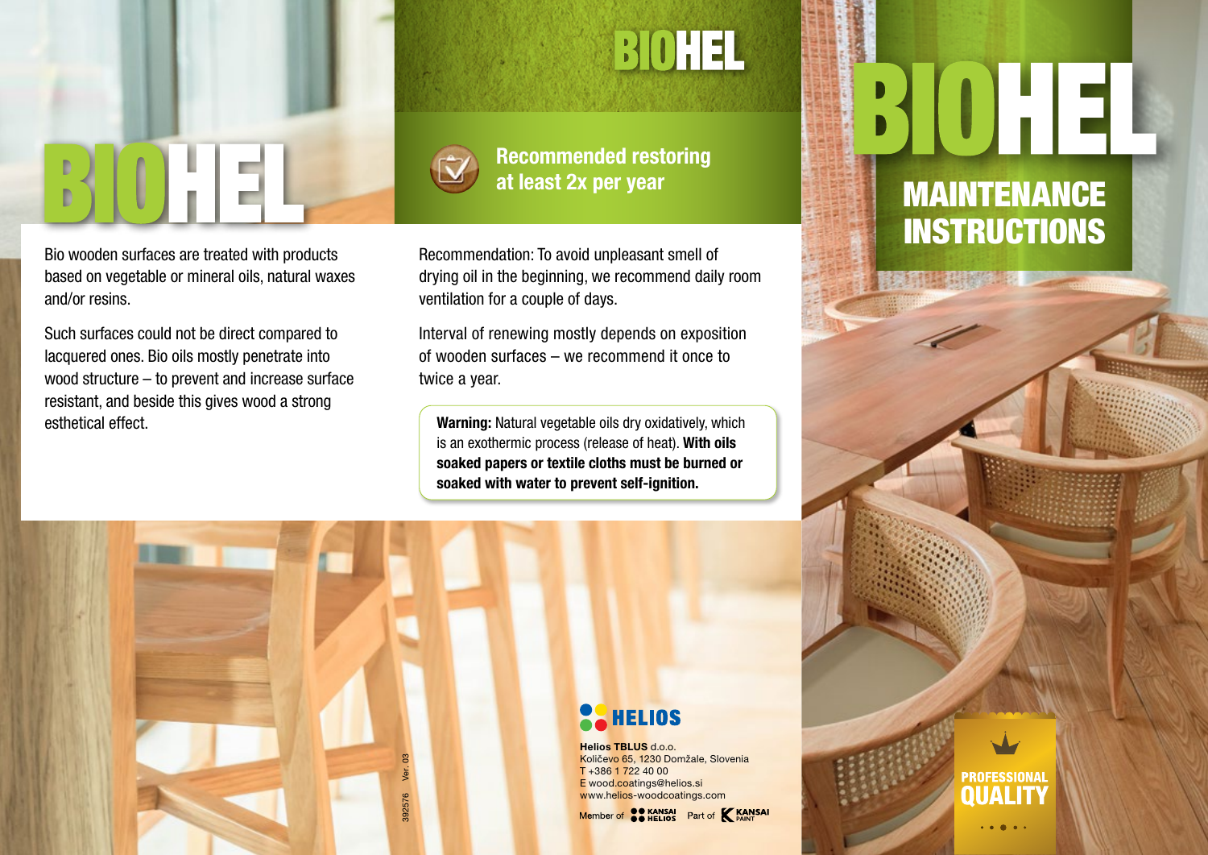# BIOHEL

Bio wooden surfaces are treated with products based on vegetable or mineral oils, natural waxes and/or resins.

Such surfaces could not be direct compared to lacquered ones. Bio oils mostly penetrate into wood structure – to prevent and increase surface resistant, and beside this gives wood a strong esthetical effect.

## BIOHEL

**Recommended restoring at least 2x per year**

Recommendation: To avoid unpleasant smell of drying oil in the beginning, we recommend daily room ventilation for a couple of days.

Interval of renewing mostly depends on exposition of wooden surfaces – we recommend it once to twice a year.

> **Warning:** Natural vegetable oils dry oxidatively, which is an exothermic process (release of heat). **With oils soaked papers or textile cloths must be burned or soaked with water to prevent self-ignition.**

392576 Ver. 03

**HELIOS**

**Helios TBLUS** d.o.o.
Količevo 65, 1230 Domžale, Slovenia
T +386 1 722 40 00
E wood.coatings@helios.si
www.helios-woodcoatings.com

Member of KANSAI HELIOS Part of KANSAI PAINT

# BIOHEL

## MAINTENANCE INSTRUCTIONS

PROFESSIONAL QUALITY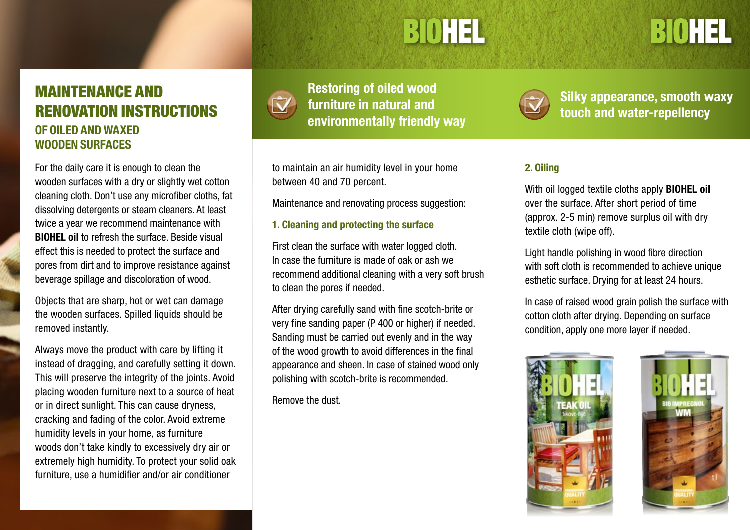## MAINTENANCE AND RENOVATION INSTRUCTIONS

### OF OILED AND WAXED WOODEN SURFACES

For the daily care it is enough to clean the wooden surfaces with a dry or slightly wet cotton cleaning cloth. Don't use any microfiber cloths, fat dissolving detergents or steam cleaners. At least twice a year we recommend maintenance with **BIOHEL oil** to refresh the surface. Beside visual effect this is needed to protect the surface and pores from dirt and to improve resistance against beverage spillage and discoloration of wood.

Objects that are sharp, hot or wet can damage the wooden surfaces. Spilled liquids should be removed instantly.

Always move the product with care by lifting it instead of dragging, and carefully setting it down. This will preserve the integrity of the joints. Avoid placing wooden furniture next to a source of heat or in direct sunlight. This can cause dryness, cracking and fading of the color. Avoid extreme humidity levels in your home, as furniture woods don't take kindly to excessively dry air or extremely high humidity. To protect your solid oak furniture, use a humidifier and/or air conditioner to maintain an air humidity level in your home between 40 and 70 percent.

BIOHEL

**Restoring of oiled wood furniture in natural and environmentally friendly way**

Maintenance and renovating process suggestion:

#### 1. Cleaning and protecting the surface

First clean the surface with water logged cloth. In case the furniture is made of oak or ash we recommend additional cleaning with a very soft brush to clean the pores if needed.

After drying carefully sand with fine scotch-brite or very fine sanding paper (P 400 or higher) if needed. Sanding must be carried out evenly and in the way of the wood growth to avoid differences in the final appearance and sheen. In case of stained wood only polishing with scotch-brite is recommended.

Remove the dust.

BIOHEL

**Silky appearance, smooth waxy touch and water-repellency**

#### 2. Oiling

With oil logged textile cloths apply **BIOHEL oil** over the surface. After short period of time (approx. 2-5 min) remove surplus oil with dry textile cloth (wipe off).

Light handle polishing in wood fibre direction with soft cloth is recommended to achieve unique esthetic surface. Drying for at least 24 hours.

In case of raised wood grain polish the surface with cotton cloth after drying. Depending on surface condition, apply one more layer if needed.